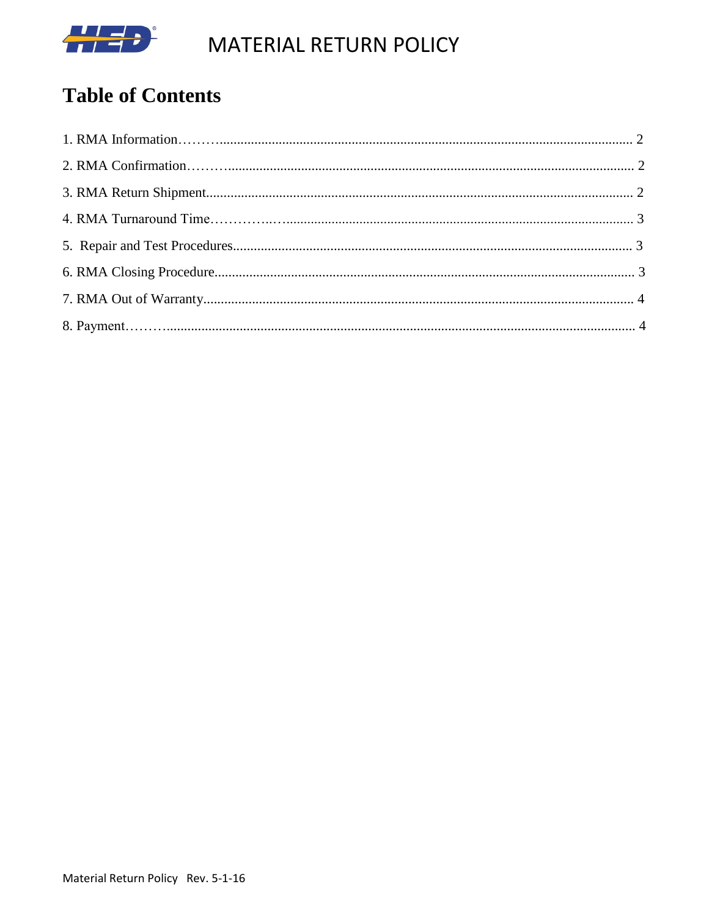# MATERIAL RETURN POLICY

## Table of Contents

1. RMA Information……….......................................................................................................... 2
2. RMA Confirmation………...................................................................................................... 2
3. RMA Return Shipment............................................................................................................ 2
4. RMA Turnaround Time……………..…................................................................................. 3
5. Repair and Test Procedures..................................................................................................... 3
6. RMA Closing Procedure.......................................................................................................... 3
7. RMA Out of Warranty............................................................................................................. 4
8. Payment………....................................................................................................................... 4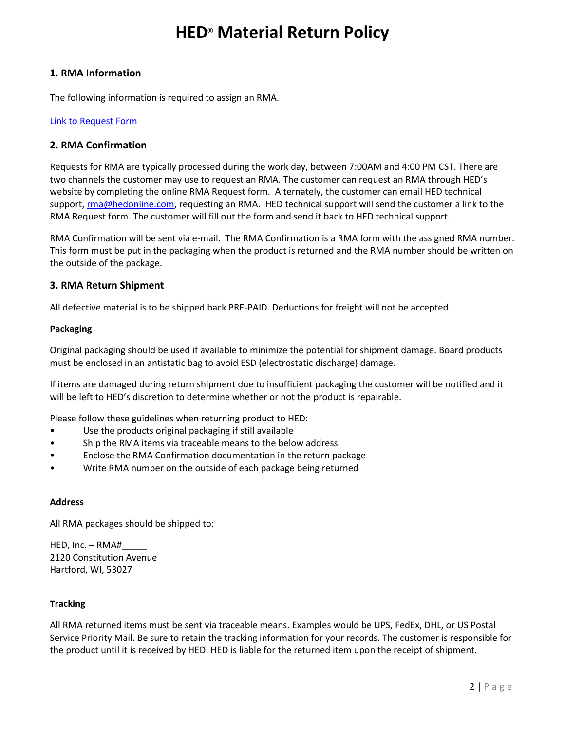# HED® Material Return Policy

## 1. RMA Information

The following information is required to assign an RMA.

[Link to Request Form]

## 2. RMA Confirmation

Requests for RMA are typically processed during the work day, between 7:00AM and 4:00 PM CST. There are two channels the customer may use to request an RMA. The customer can request an RMA through HED's website by completing the online RMA Request form. Alternately, the customer can email HED technical support, rma@hedonline.com, requesting an RMA. HED technical support will send the customer a link to the RMA Request form. The customer will fill out the form and send it back to HED technical support.

RMA Confirmation will be sent via e-mail. The RMA Confirmation is a RMA form with the assigned RMA number. This form must be put in the packaging when the product is returned and the RMA number should be written on the outside of the package.

## 3. RMA Return Shipment

All defective material is to be shipped back PRE-PAID. Deductions for freight will not be accepted.

### Packaging

Original packaging should be used if available to minimize the potential for shipment damage. Board products must be enclosed in an antistatic bag to avoid ESD (electrostatic discharge) damage.

If items are damaged during return shipment due to insufficient packaging the customer will be notified and it will be left to HED's discretion to determine whether or not the product is repairable.

Please follow these guidelines when returning product to HED:

- Use the products original packaging if still available
- Ship the RMA items via traceable means to the below address
- Enclose the RMA Confirmation documentation in the return package
- Write RMA number on the outside of each package being returned

### Address

All RMA packages should be shipped to:

HED, Inc. – RMA#_____
2120 Constitution Avenue
Hartford, WI, 53027

### Tracking

All RMA returned items must be sent via traceable means. Examples would be UPS, FedEx, DHL, or US Postal Service Priority Mail. Be sure to retain the tracking information for your records. The customer is responsible for the product until it is received by HED. HED is liable for the returned item upon the receipt of shipment.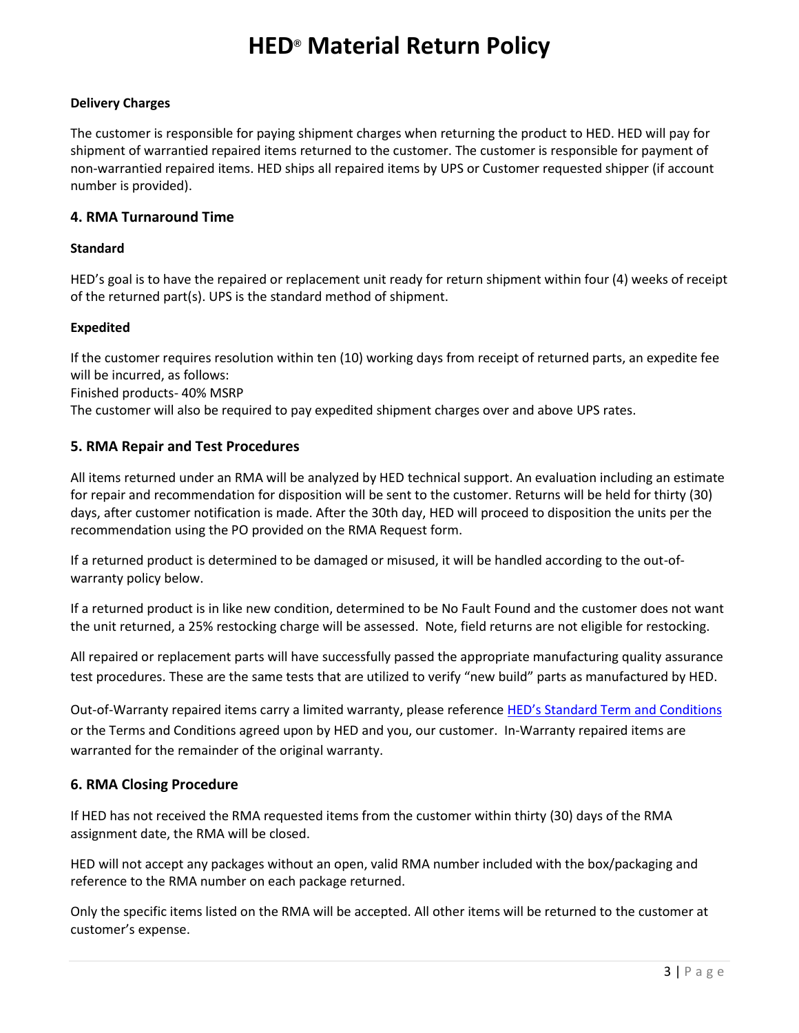**Delivery Charges**

The customer is responsible for paying shipment charges when returning the product to HED. HED will pay for shipment of warrantied repaired items returned to the customer. The customer is responsible for payment of non-warrantied repaired items. HED ships all repaired items by UPS or Customer requested shipper (if account number is provided).

## 4. RMA Turnaround Time

**Standard**

HED's goal is to have the repaired or replacement unit ready for return shipment within four (4) weeks of receipt of the returned part(s). UPS is the standard method of shipment.

**Expedited**

If the customer requires resolution within ten (10) working days from receipt of returned parts, an expedite fee will be incurred, as follows:
Finished products- 40% MSRP
The customer will also be required to pay expedited shipment charges over and above UPS rates.

## 5. RMA Repair and Test Procedures

All items returned under an RMA will be analyzed by HED technical support. An evaluation including an estimate for repair and recommendation for disposition will be sent to the customer. Returns will be held for thirty (30) days, after customer notification is made. After the 30th day, HED will proceed to disposition the units per the recommendation using the PO provided on the RMA Request form.

If a returned product is determined to be damaged or misused, it will be handled according to the out-of-warranty policy below.

If a returned product is in like new condition, determined to be No Fault Found and the customer does not want the unit returned, a 25% restocking charge will be assessed. Note, field returns are not eligible for restocking.

All repaired or replacement parts will have successfully passed the appropriate manufacturing quality assurance test procedures. These are the same tests that are utilized to verify "new build" parts as manufactured by HED.

Out-of-Warranty repaired items carry a limited warranty, please reference HED's Standard Term and Conditions or the Terms and Conditions agreed upon by HED and you, our customer. In-Warranty repaired items are warranted for the remainder of the original warranty.

## 6. RMA Closing Procedure

If HED has not received the RMA requested items from the customer within thirty (30) days of the RMA assignment date, the RMA will be closed.

HED will not accept any packages without an open, valid RMA number included with the box/packaging and reference to the RMA number on each package returned.

Only the specific items listed on the RMA will be accepted. All other items will be returned to the customer at customer's expense.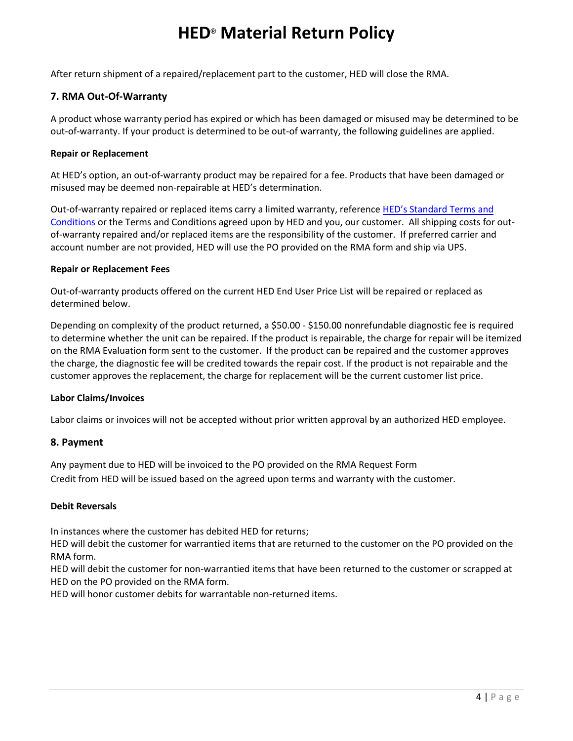After return shipment of a repaired/replacement part to the customer, HED will close the RMA.

## 7. RMA Out-Of-Warranty

A product whose warranty period has expired or which has been damaged or misused may be determined to be out-of-warranty. If your product is determined to be out-of warranty, the following guidelines are applied.

**Repair or Replacement**

At HED's option, an out-of-warranty product may be repaired for a fee. Products that have been damaged or misused may be deemed non-repairable at HED's determination.

Out-of-warranty repaired or replaced items carry a limited warranty, reference HED's Standard Terms and Conditions or the Terms and Conditions agreed upon by HED and you, our customer. All shipping costs for out-of-warranty repaired and/or replaced items are the responsibility of the customer. If preferred carrier and account number are not provided, HED will use the PO provided on the RMA form and ship via UPS.

**Repair or Replacement Fees**

Out-of-warranty products offered on the current HED End User Price List will be repaired or replaced as determined below.

Depending on complexity of the product returned, a $50.00 - $150.00 nonrefundable diagnostic fee is required to determine whether the unit can be repaired. If the product is repairable, the charge for repair will be itemized on the RMA Evaluation form sent to the customer. If the product can be repaired and the customer approves the charge, the diagnostic fee will be credited towards the repair cost. If the product is not repairable and the customer approves the replacement, the charge for replacement will be the current customer list price.

**Labor Claims/Invoices**

Labor claims or invoices will not be accepted without prior written approval by an authorized HED employee.

## 8. Payment

Any payment due to HED will be invoiced to the PO provided on the RMA Request Form
Credit from HED will be issued based on the agreed upon terms and warranty with the customer.

**Debit Reversals**

In instances where the customer has debited HED for returns;
HED will debit the customer for warrantied items that are returned to the customer on the PO provided on the RMA form.
HED will debit the customer for non-warrantied items that have been returned to the customer or scrapped at HED on the PO provided on the RMA form.
HED will honor customer debits for warrantable non-returned items.